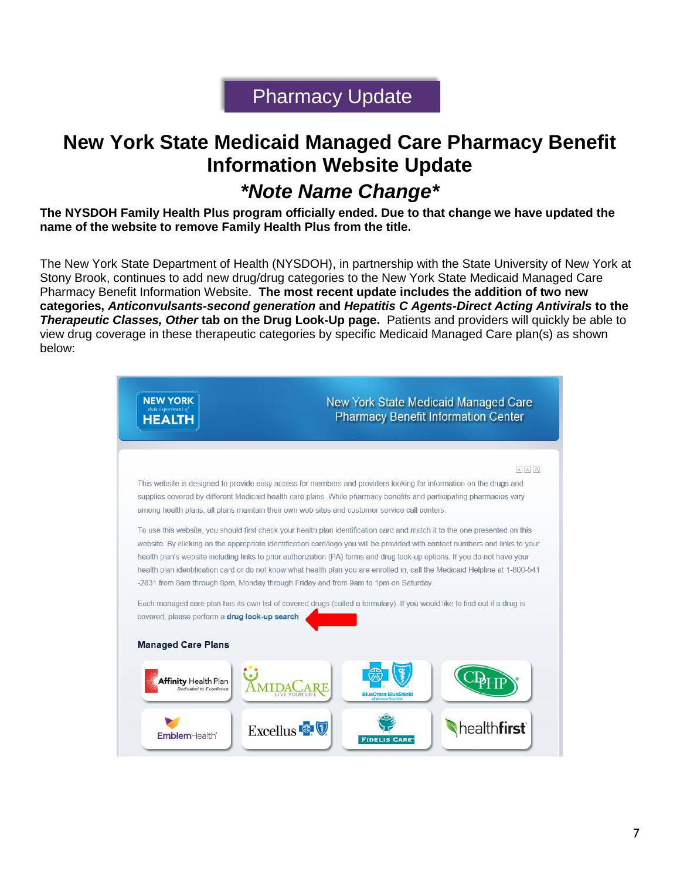Pharmacy Update

# New York State Medicaid Managed Care Pharmacy Benefit Information Website Update

## *\*Note Name Change\**

**The NYSDOH Family Health Plus program officially ended. Due to that change we have updated the name of the website to remove Family Health Plus from the title.**

The New York State Department of Health (NYSDOH), in partnership with the State University of New York at Stony Brook, continues to add new drug/drug categories to the New York State Medicaid Managed Care Pharmacy Benefit Information Website. **The most recent update includes the addition of two new categories, *Anticonvulsants-second generation* and *Hepatitis C Agents-Direct Acting Antivirals* to the *Therapeutic Classes, Other* tab on the Drug Look-Up page.** Patients and providers will quickly be able to view drug coverage in these therapeutic categories by specific Medicaid Managed Care plan(s) as shown below:

NEW YORK state department of HEALTH

New York State Medicaid Managed Care Pharmacy Benefit Information Center

This website is designed to provide easy access for members and providers looking for information on the drugs and supplies covered by different Medicaid health care plans. While pharmacy benefits and participating pharmacies vary among health plans, all plans maintain their own web sites and customer service call centers.

To use this website, you should first check your health plan identification card and match it to the one presented on this website. By clicking on the appropriate identification card/logo you will be provided with contact numbers and links to your health plan's website including links to prior authorization (PA) forms and drug look-up options. If you do not have your health plan identification card or do not know what health plan you are enrolled in, call the Medicaid Helpline at 1-800-541-2831 from 8am through 8pm, Monday through Friday and from 9am to 1pm on Saturday.

Each managed care plan has its own list of covered drugs (called a formulary). If you would like to find out if a drug is covered, please perform a **drug look-up search**.

**Managed Care Plans**

Affinity Health Plan | AmidaCare | BlueCross BlueShield of Western New York | CDPHP | EmblemHealth | Excellus | Fidelis Care | healthfirst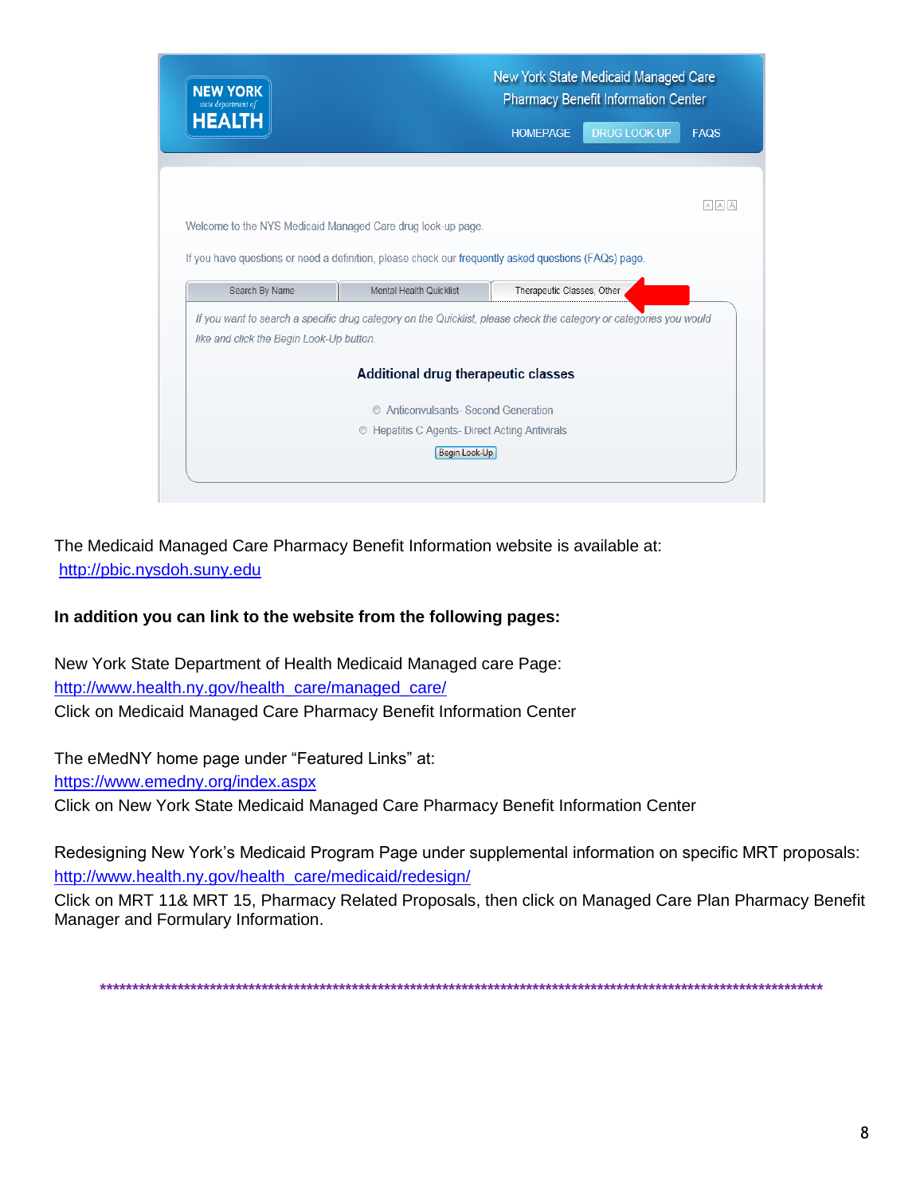New York State Medicaid Managed Care
Pharmacy Benefit Information Center

HOMEPAGE | DRUG LOOK-UP | FAQS

Welcome to the NYS Medicaid Managed Care drug look-up page.

If you have questions or need a definition, please check our frequently asked questions (FAQs) page.

Search By Name | Mental Health Quicklist | Therapeutic Classes, Other

*If you want to search a specific drug category on the Quicklist, please check the category or categories you would like and click the Begin Look-Up button.*

**Additional drug therapeutic classes**

- Anticonvulsants- Second Generation
- Hepatitis C Agents- Direct Acting Antivirals

Begin Look-Up

The Medicaid Managed Care Pharmacy Benefit Information website is available at:
http://pbic.nysdoh.suny.edu

**In addition you can link to the website from the following pages:**

New York State Department of Health Medicaid Managed care Page:
http://www.health.ny.gov/health_care/managed_care/
Click on Medicaid Managed Care Pharmacy Benefit Information Center

The eMedNY home page under "Featured Links" at:
https://www.emedny.org/index.aspx
Click on New York State Medicaid Managed Care Pharmacy Benefit Information Center

Redesigning New York's Medicaid Program Page under supplemental information on specific MRT proposals:
http://www.health.ny.gov/health_care/medicaid/redesign/
Click on MRT 11& MRT 15, Pharmacy Related Proposals, then click on Managed Care Plan Pharmacy Benefit Manager and Formulary Information.

\*\*\*\*\*\*\*\*\*\*\*\*\*\*\*\*\*\*\*\*\*\*\*\*\*\*\*\*\*\*\*\*\*\*\*\*\*\*\*\*\*\*\*\*\*\*\*\*\*\*\*\*\*\*\*\*\*\*\*\*\*\*\*\*\*\*\*\*\*\*\*\*\*\*\*\*\*\*